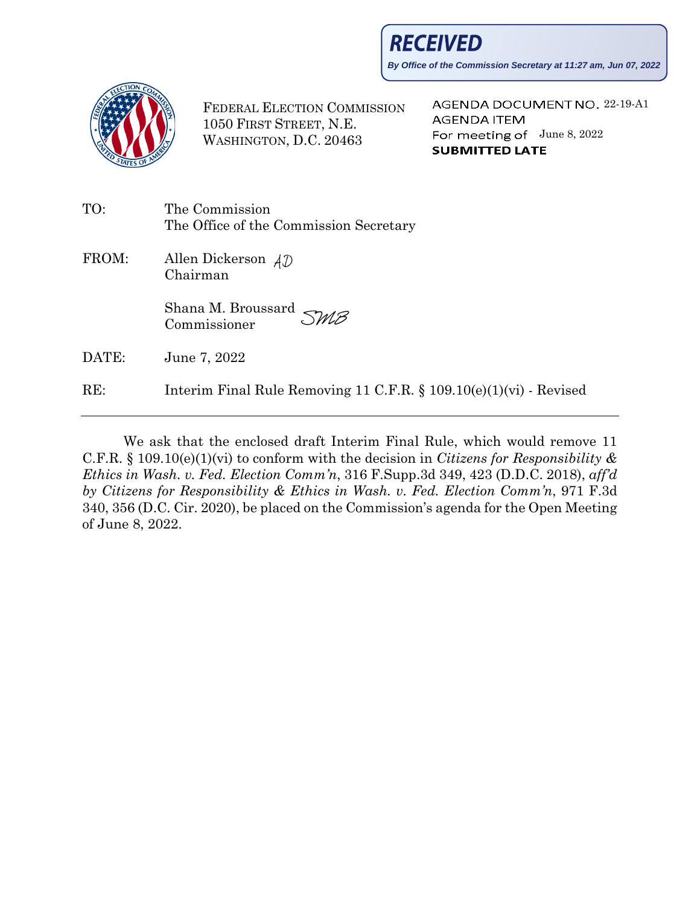**RECEIVED**

*By Office of the Commission Secretary at 11:27 am, Jun 07, 2022*

FEDERAL ELECTION COMMISSION
1050 FIRST STREET, N.E.
WASHINGTON, D.C. 20463

AGENDA DOCUMENT NO. 22-19-A1
AGENDA ITEM
For meeting of June 8, 2022
**SUBMITTED LATE**

TO: The Commission
The Office of the Commission Secretary

FROM: Allen Dickerson *AD*
Chairman

Shana M. Broussard *SMB*
Commissioner

DATE: June 7, 2022

RE: Interim Final Rule Removing 11 C.F.R. § 109.10(e)(1)(vi) - Revised

---

We ask that the enclosed draft Interim Final Rule, which would remove 11 C.F.R. § 109.10(e)(1)(vi) to conform with the decision in *Citizens for Responsibility & Ethics in Wash. v. Fed. Election Comm'n*, 316 F.Supp.3d 349, 423 (D.D.C. 2018), *aff'd by Citizens for Responsibility & Ethics in Wash. v. Fed. Election Comm'n*, 971 F.3d 340, 356 (D.C. Cir. 2020), be placed on the Commission's agenda for the Open Meeting of June 8, 2022.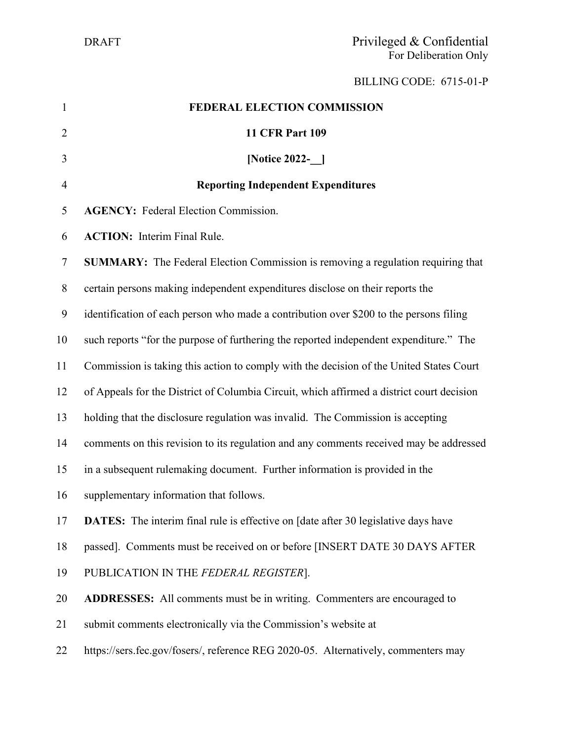DRAFT

Privileged & Confidential
For Deliberation Only

BILLING CODE: 6715-01-P

**FEDERAL ELECTION COMMISSION**

**11 CFR Part 109**

**[Notice 2022-__]**

**Reporting Independent Expenditures**

**AGENCY:** Federal Election Commission.

**ACTION:** Interim Final Rule.

**SUMMARY:** The Federal Election Commission is removing a regulation requiring that certain persons making independent expenditures disclose on their reports the identification of each person who made a contribution over $200 to the persons filing such reports "for the purpose of furthering the reported independent expenditure." The Commission is taking this action to comply with the decision of the United States Court of Appeals for the District of Columbia Circuit, which affirmed a district court decision holding that the disclosure regulation was invalid. The Commission is accepting comments on this revision to its regulation and any comments received may be addressed in a subsequent rulemaking document. Further information is provided in the supplementary information that follows.

**DATES:** The interim final rule is effective on [date after 30 legislative days have passed]. Comments must be received on or before [INSERT DATE 30 DAYS AFTER PUBLICATION IN THE *FEDERAL REGISTER*].

**ADDRESSES:** All comments must be in writing. Commenters are encouraged to submit comments electronically via the Commission's website at https://sers.fec.gov/fosers/, reference REG 2020-05. Alternatively, commenters may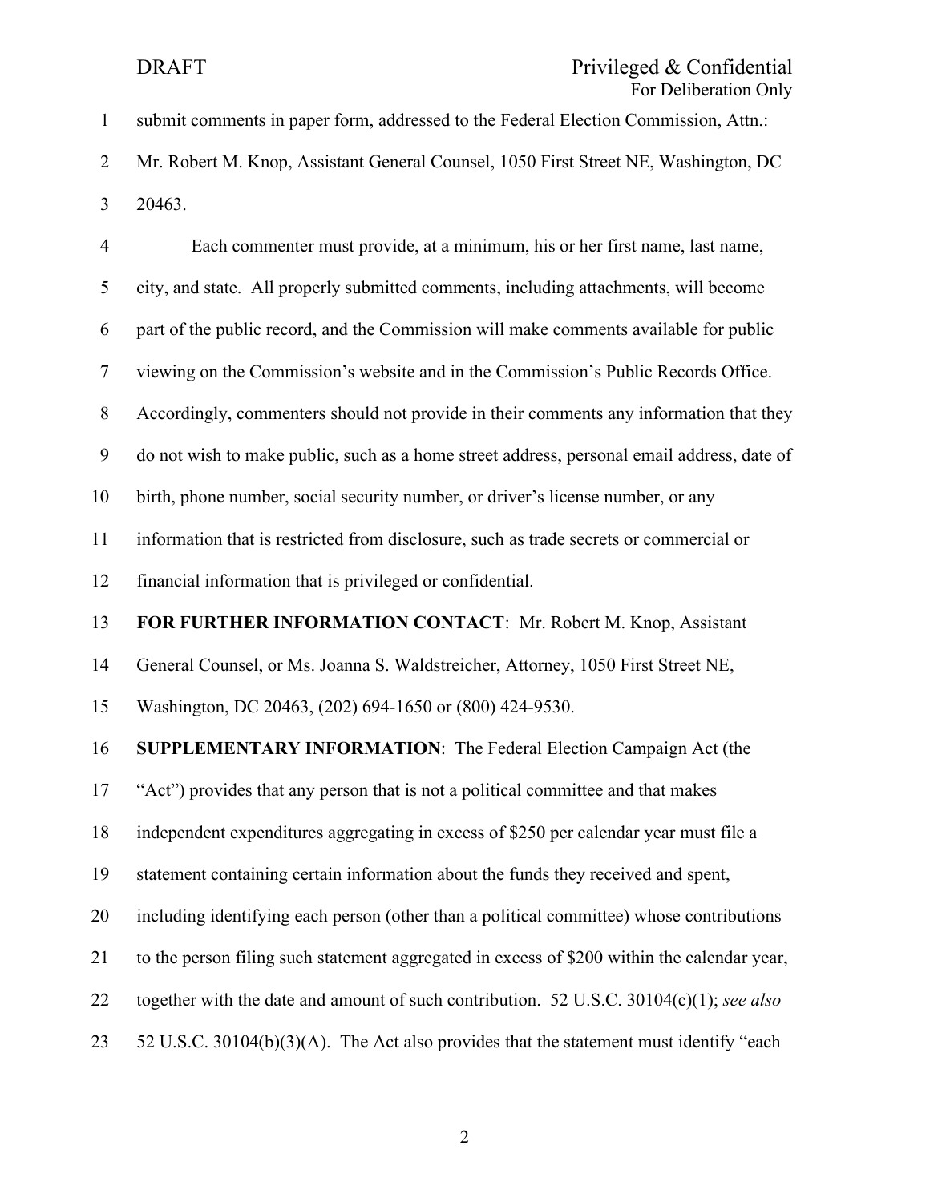submit comments in paper form, addressed to the Federal Election Commission, Attn.: Mr. Robert M. Knop, Assistant General Counsel, 1050 First Street NE, Washington, DC 20463.

Each commenter must provide, at a minimum, his or her first name, last name, city, and state. All properly submitted comments, including attachments, will become part of the public record, and the Commission will make comments available for public viewing on the Commission's website and in the Commission's Public Records Office. Accordingly, commenters should not provide in their comments any information that they do not wish to make public, such as a home street address, personal email address, date of birth, phone number, social security number, or driver's license number, or any information that is restricted from disclosure, such as trade secrets or commercial or financial information that is privileged or confidential.

**FOR FURTHER INFORMATION CONTACT**: Mr. Robert M. Knop, Assistant General Counsel, or Ms. Joanna S. Waldstreicher, Attorney, 1050 First Street NE, Washington, DC 20463, (202) 694-1650 or (800) 424-9530.

**SUPPLEMENTARY INFORMATION**: The Federal Election Campaign Act (the "Act") provides that any person that is not a political committee and that makes independent expenditures aggregating in excess of $250 per calendar year must file a statement containing certain information about the funds they received and spent, including identifying each person (other than a political committee) whose contributions to the person filing such statement aggregated in excess of $200 within the calendar year, together with the date and amount of such contribution. 52 U.S.C. 30104(c)(1); *see also* 52 U.S.C. 30104(b)(3)(A). The Act also provides that the statement must identify "each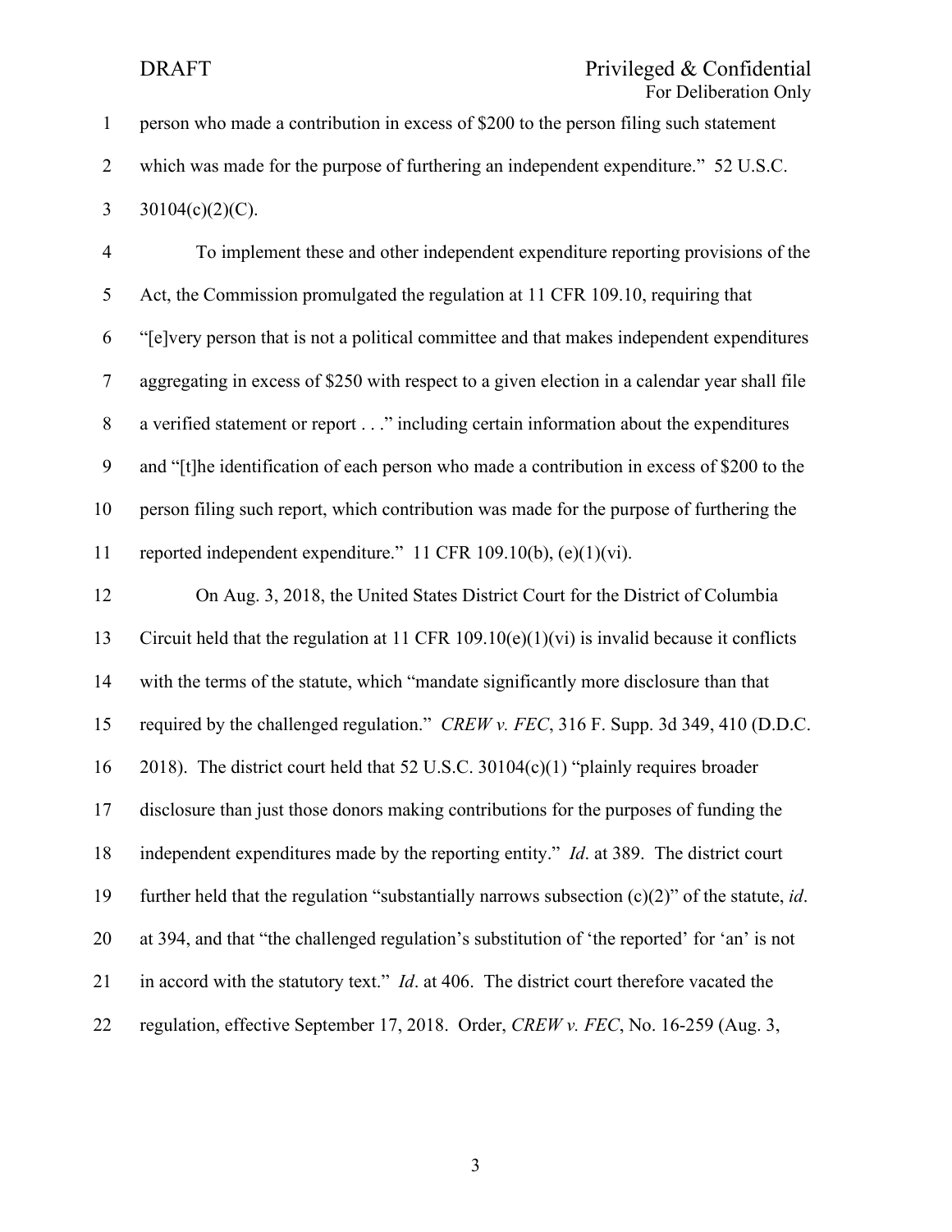person who made a contribution in excess of $200 to the person filing such statement which was made for the purpose of furthering an independent expenditure." 52 U.S.C. 30104(c)(2)(C).

To implement these and other independent expenditure reporting provisions of the Act, the Commission promulgated the regulation at 11 CFR 109.10, requiring that "[e]very person that is not a political committee and that makes independent expenditures aggregating in excess of $250 with respect to a given election in a calendar year shall file a verified statement or report . . ." including certain information about the expenditures and "[t]he identification of each person who made a contribution in excess of $200 to the person filing such report, which contribution was made for the purpose of furthering the reported independent expenditure." 11 CFR 109.10(b), (e)(1)(vi).

On Aug. 3, 2018, the United States District Court for the District of Columbia Circuit held that the regulation at 11 CFR 109.10(e)(1)(vi) is invalid because it conflicts with the terms of the statute, which "mandate significantly more disclosure than that required by the challenged regulation." *CREW v. FEC*, 316 F. Supp. 3d 349, 410 (D.D.C. 2018). The district court held that 52 U.S.C. 30104(c)(1) "plainly requires broader disclosure than just those donors making contributions for the purposes of funding the independent expenditures made by the reporting entity." *Id*. at 389. The district court further held that the regulation "substantially narrows subsection (c)(2)" of the statute, *id*. at 394, and that "the challenged regulation's substitution of 'the reported' for 'an' is not in accord with the statutory text." *Id*. at 406. The district court therefore vacated the regulation, effective September 17, 2018. Order, *CREW v. FEC*, No. 16-259 (Aug. 3,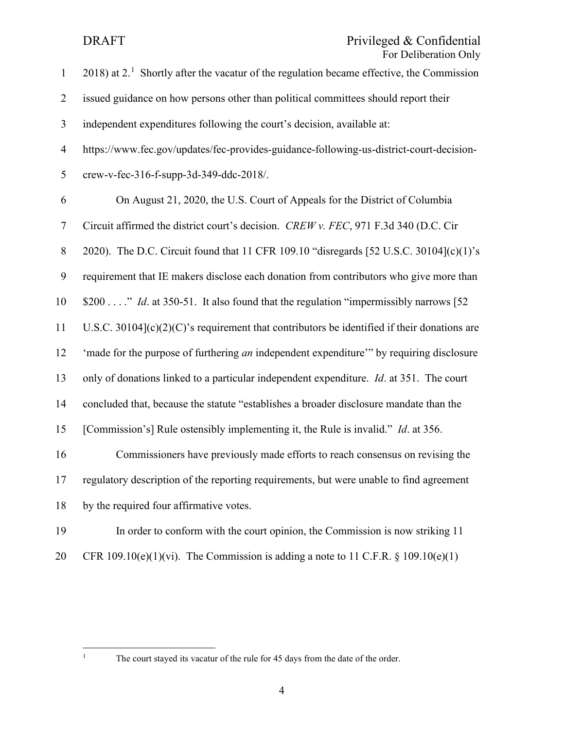2018) at 2.[1] Shortly after the vacatur of the regulation became effective, the Commission issued guidance on how persons other than political committees should report their independent expenditures following the court's decision, available at: https://www.fec.gov/updates/fec-provides-guidance-following-us-district-court-decision-crew-v-fec-316-f-supp-3d-349-ddc-2018/.

On August 21, 2020, the U.S. Court of Appeals for the District of Columbia Circuit affirmed the district court's decision. *CREW v. FEC*, 971 F.3d 340 (D.C. Cir 2020). The D.C. Circuit found that 11 CFR 109.10 "disregards [52 U.S.C. 30104](c)(1)'s requirement that IE makers disclose each donation from contributors who give more than $200 . . . ." *Id*. at 350-51. It also found that the regulation "impermissibly narrows [52 U.S.C. 30104](c)(2)(C)'s requirement that contributors be identified if their donations are 'made for the purpose of furthering *an* independent expenditure'" by requiring disclosure only of donations linked to a particular independent expenditure. *Id*. at 351. The court concluded that, because the statute "establishes a broader disclosure mandate than the [Commission's] Rule ostensibly implementing it, the Rule is invalid." *Id*. at 356.

Commissioners have previously made efforts to reach consensus on revising the regulatory description of the reporting requirements, but were unable to find agreement by the required four affirmative votes.

In order to conform with the court opinion, the Commission is now striking 11 CFR 109.10(e)(1)(vi). The Commission is adding a note to 11 C.F.R. § 109.10(e)(1)

[1] The court stayed its vacatur of the rule for 45 days from the date of the order.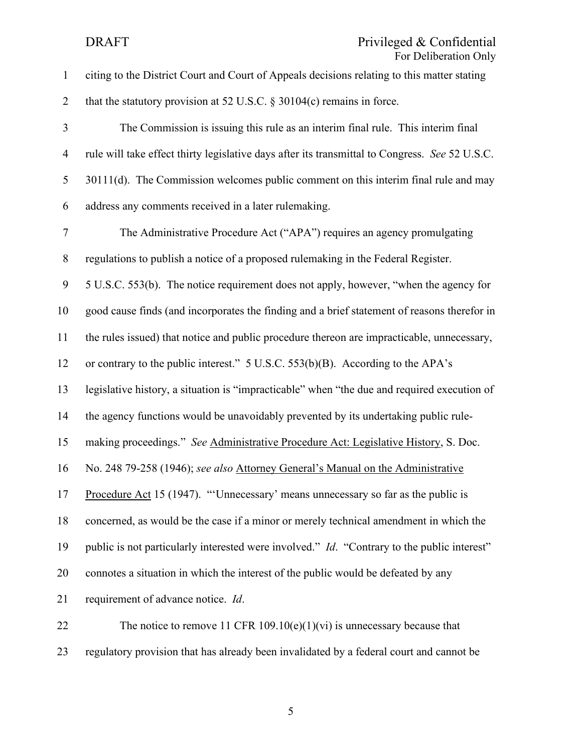citing to the District Court and Court of Appeals decisions relating to this matter stating that the statutory provision at 52 U.S.C. § 30104(c) remains in force.

The Commission is issuing this rule as an interim final rule. This interim final rule will take effect thirty legislative days after its transmittal to Congress. *See* 52 U.S.C. 30111(d). The Commission welcomes public comment on this interim final rule and may address any comments received in a later rulemaking.

The Administrative Procedure Act ("APA") requires an agency promulgating regulations to publish a notice of a proposed rulemaking in the Federal Register. 5 U.S.C. 553(b). The notice requirement does not apply, however, "when the agency for good cause finds (and incorporates the finding and a brief statement of reasons therefor in the rules issued) that notice and public procedure thereon are impracticable, unnecessary, or contrary to the public interest." 5 U.S.C. 553(b)(B). According to the APA's legislative history, a situation is "impracticable" when "the due and required execution of the agency functions would be unavoidably prevented by its undertaking public rule-making proceedings." *See* Administrative Procedure Act: Legislative History, S. Doc. No. 248 79-258 (1946); *see also* Attorney General's Manual on the Administrative Procedure Act 15 (1947). "'Unnecessary' means unnecessary so far as the public is concerned, as would be the case if a minor or merely technical amendment in which the public is not particularly interested were involved." *Id*. "Contrary to the public interest" connotes a situation in which the interest of the public would be defeated by any requirement of advance notice. *Id*.

The notice to remove 11 CFR 109.10(e)(1)(vi) is unnecessary because that regulatory provision that has already been invalidated by a federal court and cannot be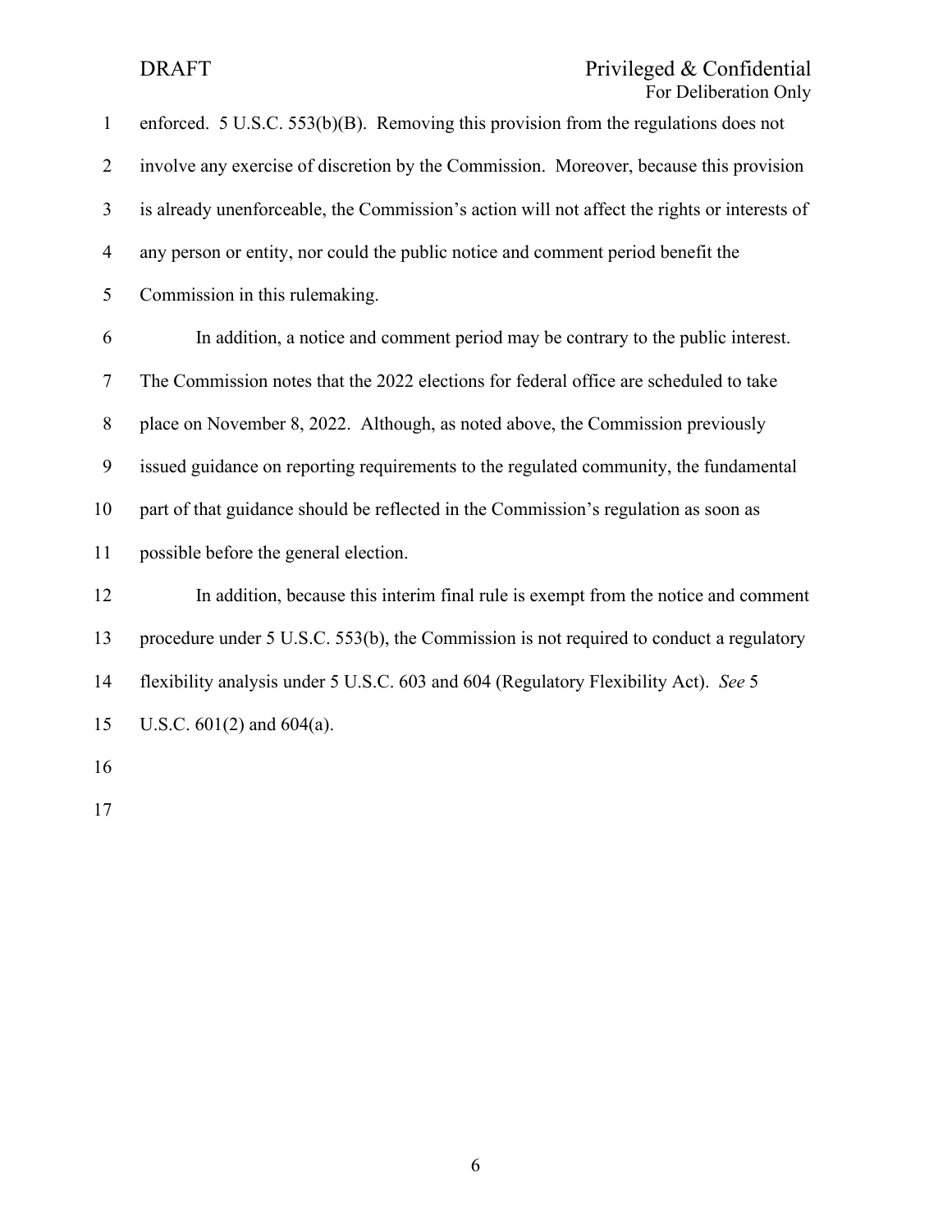enforced. 5 U.S.C. 553(b)(B). Removing this provision from the regulations does not involve any exercise of discretion by the Commission. Moreover, because this provision is already unenforceable, the Commission's action will not affect the rights or interests of any person or entity, nor could the public notice and comment period benefit the Commission in this rulemaking.

In addition, a notice and comment period may be contrary to the public interest. The Commission notes that the 2022 elections for federal office are scheduled to take place on November 8, 2022. Although, as noted above, the Commission previously issued guidance on reporting requirements to the regulated community, the fundamental part of that guidance should be reflected in the Commission's regulation as soon as possible before the general election.

In addition, because this interim final rule is exempt from the notice and comment procedure under 5 U.S.C. 553(b), the Commission is not required to conduct a regulatory flexibility analysis under 5 U.S.C. 603 and 604 (Regulatory Flexibility Act). *See* 5 U.S.C. 601(2) and 604(a).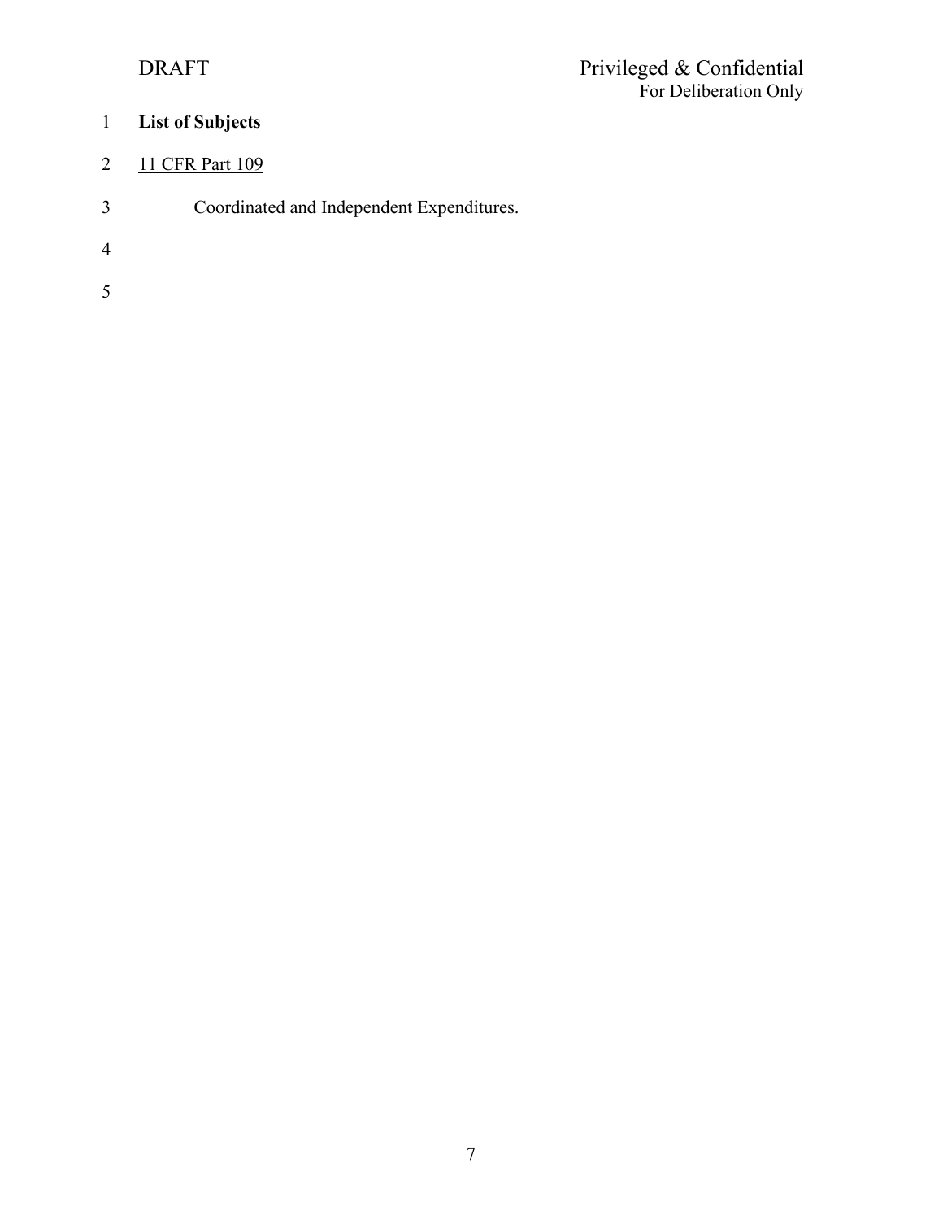**List of Subjects**

11 CFR Part 109

Coordinated and Independent Expenditures.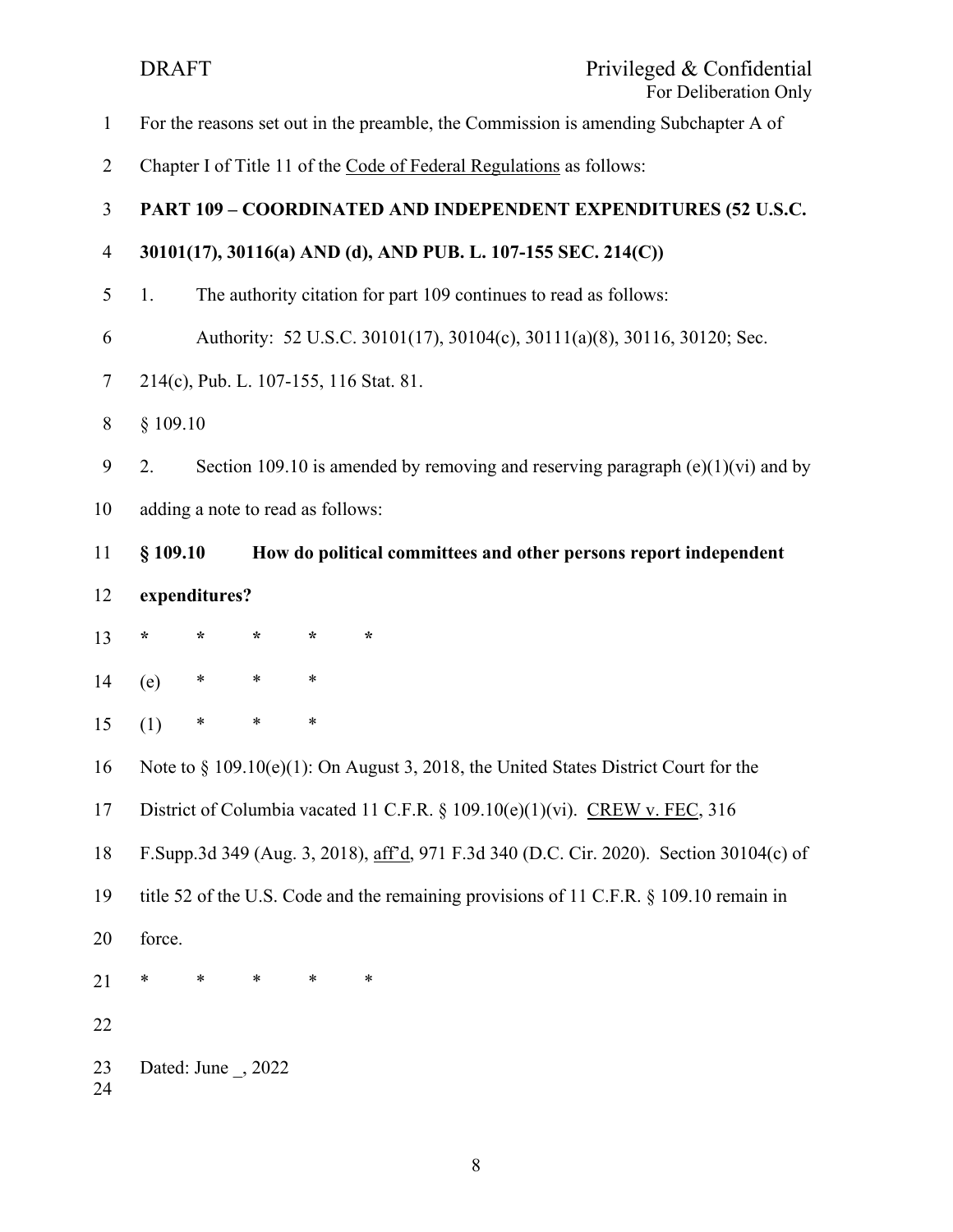For the reasons set out in the preamble, the Commission is amending Subchapter A of Chapter I of Title 11 of the Code of Federal Regulations as follows:

**PART 109 – COORDINATED AND INDEPENDENT EXPENDITURES (52 U.S.C. 30101(17), 30116(a) AND (d), AND PUB. L. 107-155 SEC. 214(C))**

1. The authority citation for part 109 continues to read as follows:

Authority: 52 U.S.C. 30101(17), 30104(c), 30111(a)(8), 30116, 30120; Sec. 214(c), Pub. L. 107-155, 116 Stat. 81.

§ 109.10

2. Section 109.10 is amended by removing and reserving paragraph (e)(1)(vi) and by adding a note to read as follows:

**§ 109.10 How do political committees and other persons report independent expenditures?**

\* \* \* \* \*

(e) \* \* \*

(1) \* \* \*

Note to § 109.10(e)(1): On August 3, 2018, the United States District Court for the District of Columbia vacated 11 C.F.R. § 109.10(e)(1)(vi). CREW v. FEC, 316 F.Supp.3d 349 (Aug. 3, 2018), aff'd, 971 F.3d 340 (D.C. Cir. 2020). Section 30104(c) of title 52 of the U.S. Code and the remaining provisions of 11 C.F.R. § 109.10 remain in force.

\* \* \* \* \*

Dated: June _, 2022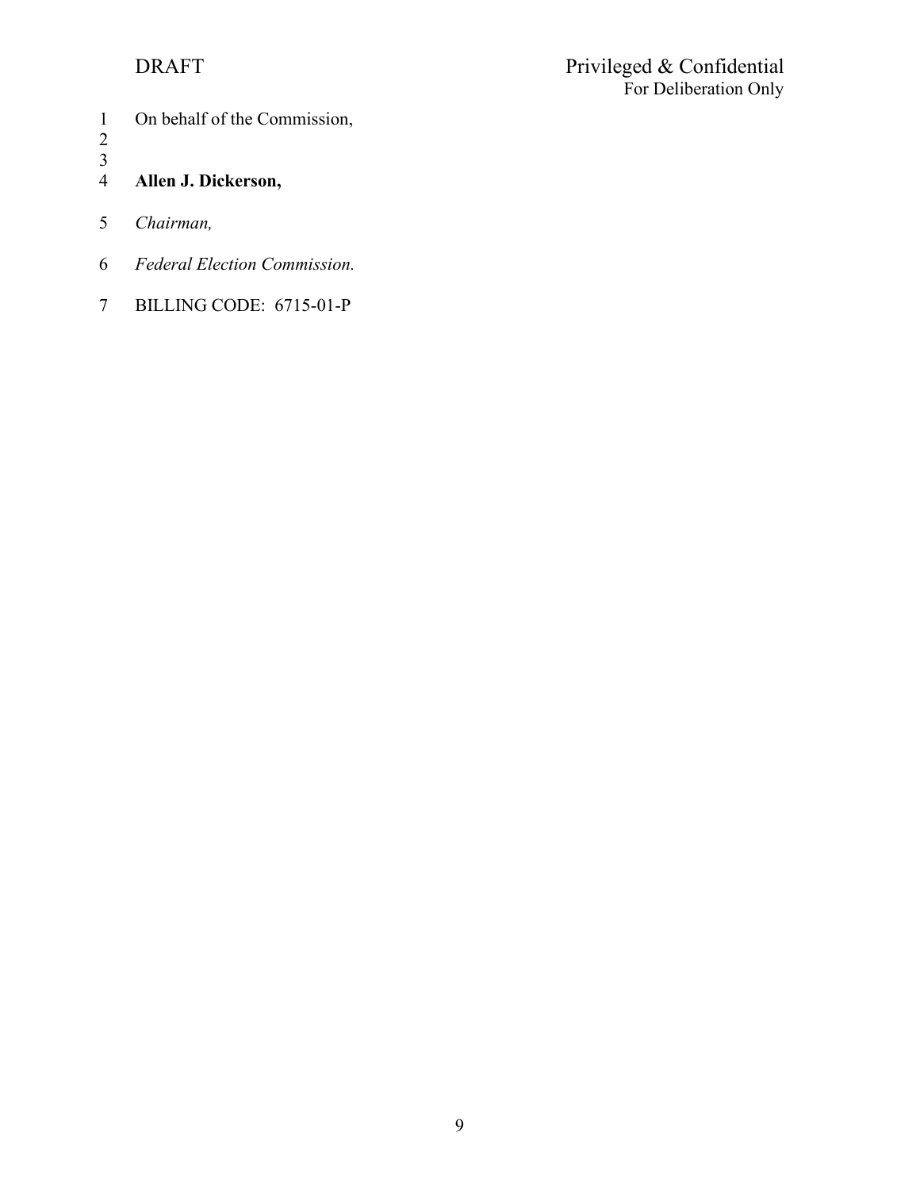On behalf of the Commission,

**Allen J. Dickerson,**

*Chairman,*

*Federal Election Commission.*

BILLING CODE: 6715-01-P